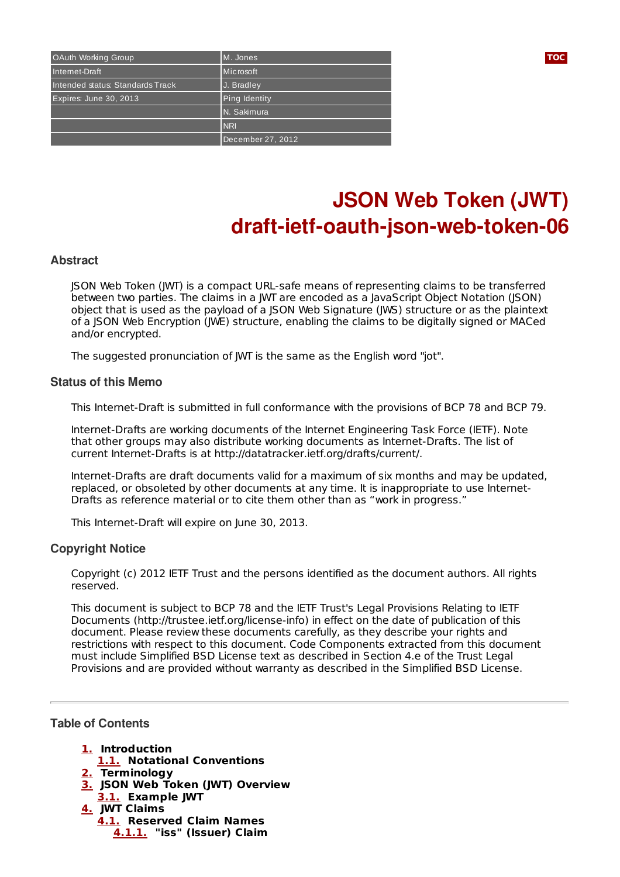| | |
|---|---|
| OAuth Working Group | M. Jones |
| Internet-Draft | Microsoft |
| Intended status: Standards Track | J. Bradley |
| Expires: June 30, 2013 | Ping Identity |
| | N. Sakimura |
| | NRI |
| | December 27, 2012 |

# JSON Web Token (JWT)
# draft-ietf-oauth-json-web-token-06

## Abstract

JSON Web Token (JWT) is a compact URL-safe means of representing claims to be transferred between two parties. The claims in a JWT are encoded as a JavaScript Object Notation (JSON) object that is used as the payload of a JSON Web Signature (JWS) structure or as the plaintext of a JSON Web Encryption (JWE) structure, enabling the claims to be digitally signed or MACed and/or encrypted.

The suggested pronunciation of JWT is the same as the English word "jot".

## Status of this Memo

This Internet-Draft is submitted in full conformance with the provisions of BCP 78 and BCP 79.

Internet-Drafts are working documents of the Internet Engineering Task Force (IETF). Note that other groups may also distribute working documents as Internet-Drafts. The list of current Internet-Drafts is at http://datatracker.ietf.org/drafts/current/.

Internet-Drafts are draft documents valid for a maximum of six months and may be updated, replaced, or obsoleted by other documents at any time. It is inappropriate to use Internet-Drafts as reference material or to cite them other than as "work in progress."

This Internet-Draft will expire on June 30, 2013.

## Copyright Notice

Copyright (c) 2012 IETF Trust and the persons identified as the document authors. All rights reserved.

This document is subject to BCP 78 and the IETF Trust's Legal Provisions Relating to IETF Documents (http://trustee.ietf.org/license-info) in effect on the date of publication of this document. Please review these documents carefully, as they describe your rights and restrictions with respect to this document. Code Components extracted from this document must include Simplified BSD License text as described in Section 4.e of the Trust Legal Provisions and are provided without warranty as described in the Simplified BSD License.

---

## Table of Contents

- **1.** **Introduction**
  - **1.1.** **Notational Conventions**
- **2.** **Terminology**
- **3.** **JSON Web Token (JWT) Overview**
  - **3.1.** **Example JWT**
- **4.** **JWT Claims**
  - **4.1.** **Reserved Claim Names**
    - **4.1.1.** **"iss" (Issuer) Claim**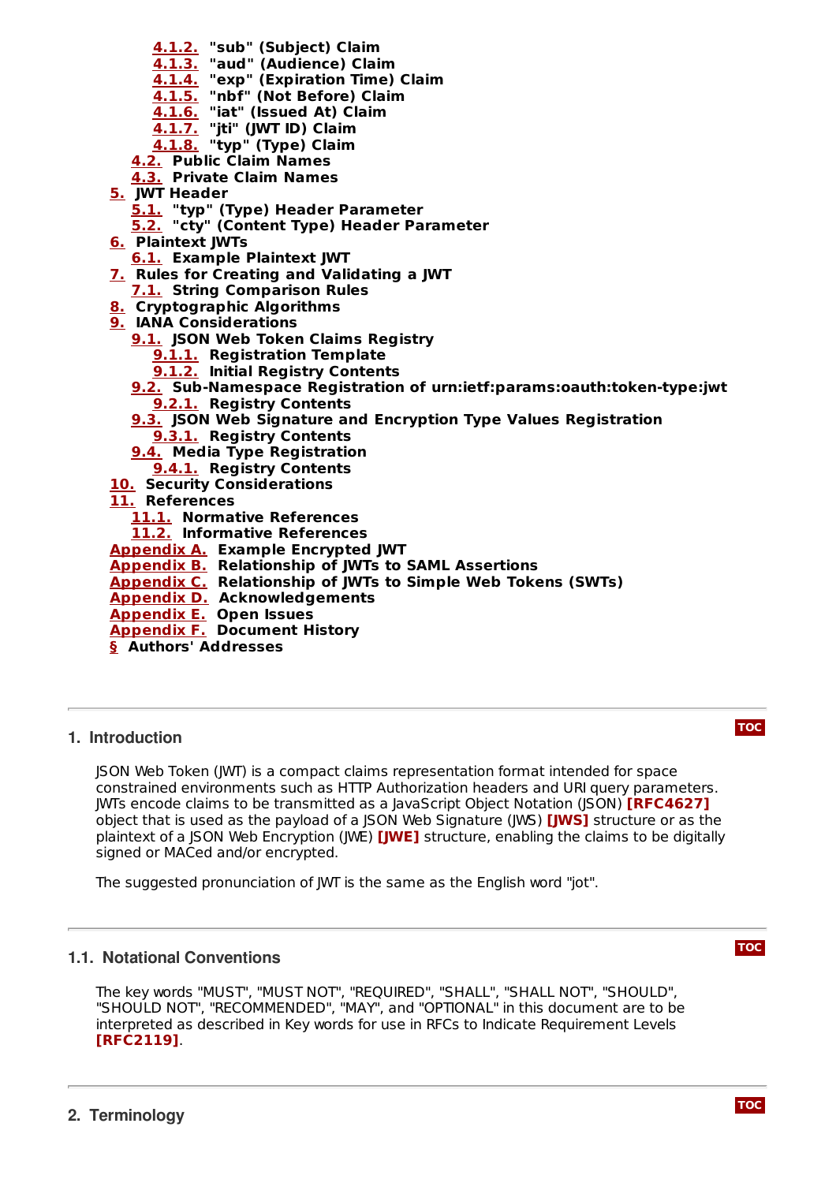- 4.1.2. "sub" (Subject) Claim
  - 4.1.3. "aud" (Audience) Claim
  - 4.1.4. "exp" (Expiration Time) Claim
  - 4.1.5. "nbf" (Not Before) Claim
  - 4.1.6. "iat" (Issued At) Claim
  - 4.1.7. "jti" (JWT ID) Claim
  - 4.1.8. "typ" (Type) Claim
- 4.2. Public Claim Names
- 4.3. Private Claim Names

5. JWT Header
   - 5.1. "typ" (Type) Header Parameter
   - 5.2. "cty" (Content Type) Header Parameter
6. Plaintext JWTs
   - 6.1. Example Plaintext JWT
7. Rules for Creating and Validating a JWT
   - 7.1. String Comparison Rules
8. Cryptographic Algorithms
9. IANA Considerations
   - 9.1. JSON Web Token Claims Registry
     - 9.1.1. Registration Template
     - 9.1.2. Initial Registry Contents
   - 9.2. Sub-Namespace Registration of urn:ietf:params:oauth:token-type:jwt
     - 9.2.1. Registry Contents
   - 9.3. JSON Web Signature and Encryption Type Values Registration
     - 9.3.1. Registry Contents
   - 9.4. Media Type Registration
     - 9.4.1. Registry Contents
10. Security Considerations
11. References
    - 11.1. Normative References
    - 11.2. Informative References

Appendix A. Example Encrypted JWT
Appendix B. Relationship of JWTs to SAML Assertions
Appendix C. Relationship of JWTs to Simple Web Tokens (SWTs)
Appendix D. Acknowledgements
Appendix E. Open Issues
Appendix F. Document History
§ Authors' Addresses

## 1. Introduction

JSON Web Token (JWT) is a compact claims representation format intended for space constrained environments such as HTTP Authorization headers and URI query parameters. JWTs encode claims to be transmitted as a JavaScript Object Notation (JSON) **[RFC4627]** object that is used as the payload of a JSON Web Signature (JWS) **[JWS]** structure or as the plaintext of a JSON Web Encryption (JWE) **[JWE]** structure, enabling the claims to be digitally signed or MACed and/or encrypted.

The suggested pronunciation of JWT is the same as the English word "jot".

### 1.1. Notational Conventions

The key words "MUST", "MUST NOT", "REQUIRED", "SHALL", "SHALL NOT", "SHOULD", "SHOULD NOT", "RECOMMENDED", "MAY", and "OPTIONAL" in this document are to be interpreted as described in Key words for use in RFCs to Indicate Requirement Levels **[RFC2119]**.

## 2. Terminology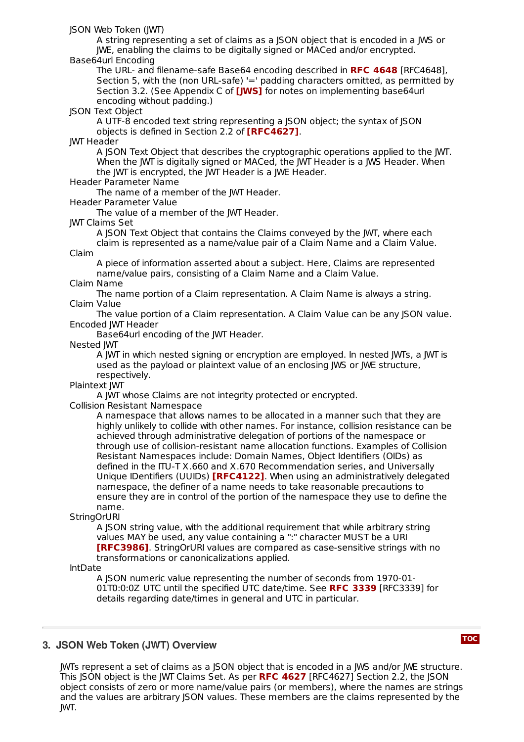JSON Web Token (JWT)
: A string representing a set of claims as a JSON object that is encoded in a JWS or JWE, enabling the claims to be digitally signed or MACed and/or encrypted.

Base64url Encoding
: The URL- and filename-safe Base64 encoding described in **RFC 4648** [RFC4648], Section 5, with the (non URL-safe) '=' padding characters omitted, as permitted by Section 3.2. (See Appendix C of **[JWS]** for notes on implementing base64url encoding without padding.)

JSON Text Object
: A UTF-8 encoded text string representing a JSON object; the syntax of JSON objects is defined in Section 2.2 of **[RFC4627]**.

JWT Header
: A JSON Text Object that describes the cryptographic operations applied to the JWT. When the JWT is digitally signed or MACed, the JWT Header is a JWS Header. When the JWT is encrypted, the JWT Header is a JWE Header.

Header Parameter Name
: The name of a member of the JWT Header.

Header Parameter Value
: The value of a member of the JWT Header.

JWT Claims Set
: A JSON Text Object that contains the Claims conveyed by the JWT, where each claim is represented as a name/value pair of a Claim Name and a Claim Value.

Claim
: A piece of information asserted about a subject. Here, Claims are represented name/value pairs, consisting of a Claim Name and a Claim Value.

Claim Name
: The name portion of a Claim representation. A Claim Name is always a string.

Claim Value
: The value portion of a Claim representation. A Claim Value can be any JSON value.

Encoded JWT Header
: Base64url encoding of the JWT Header.

Nested JWT
: A JWT in which nested signing or encryption are employed. In nested JWTs, a JWT is used as the payload or plaintext value of an enclosing JWS or JWE structure, respectively.

Plaintext JWT
: A JWT whose Claims are not integrity protected or encrypted.

Collision Resistant Namespace
: A namespace that allows names to be allocated in a manner such that they are highly unlikely to collide with other names. For instance, collision resistance can be achieved through administrative delegation of portions of the namespace or through use of collision-resistant name allocation functions. Examples of Collision Resistant Namespaces include: Domain Names, Object Identifiers (OIDs) as defined in the ITU-T X.660 and X.670 Recommendation series, and Universally Unique IDentifiers (UUIDs) **[RFC4122]**. When using an administratively delegated namespace, the definer of a name needs to take reasonable precautions to ensure they are in control of the portion of the namespace they use to define the name.

StringOrURI
: A JSON string value, with the additional requirement that while arbitrary string values MAY be used, any value containing a ":" character MUST be a URI **[RFC3986]**. StringOrURI values are compared as case-sensitive strings with no transformations or canonicalizations applied.

IntDate
: A JSON numeric value representing the number of seconds from 1970-01-01T0:0:0Z UTC until the specified UTC date/time. See **RFC 3339** [RFC3339] for details regarding date/times in general and UTC in particular.

## 3. JSON Web Token (JWT) Overview

JWTs represent a set of claims as a JSON object that is encoded in a JWS and/or JWE structure. This JSON object is the JWT Claims Set. As per **RFC 4627** [RFC4627] Section 2.2, the JSON object consists of zero or more name/value pairs (or members), where the names are strings and the values are arbitrary JSON values. These members are the claims represented by the JWT.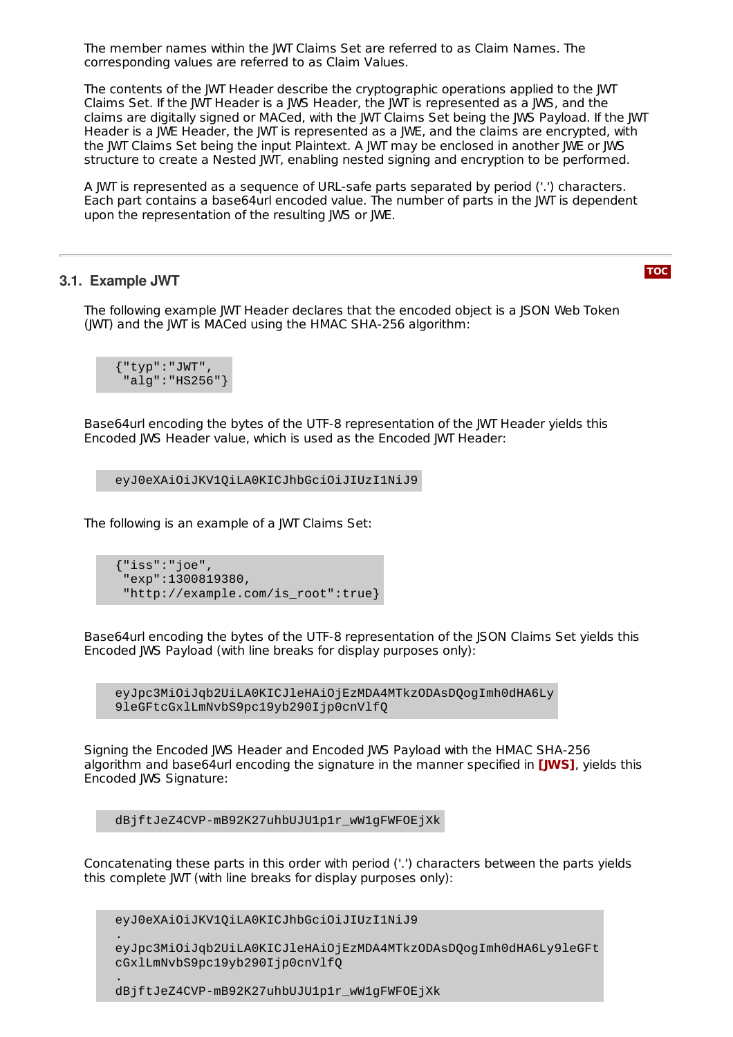The member names within the JWT Claims Set are referred to as Claim Names. The corresponding values are referred to as Claim Values.

The contents of the JWT Header describe the cryptographic operations applied to the JWT Claims Set. If the JWT Header is a JWS Header, the JWT is represented as a JWS, and the claims are digitally signed or MACed, with the JWT Claims Set being the JWS Payload. If the JWT Header is a JWE Header, the JWT is represented as a JWE, and the claims are encrypted, with the JWT Claims Set being the input Plaintext. A JWT may be enclosed in another JWE or JWS structure to create a Nested JWT, enabling nested signing and encryption to be performed.

A JWT is represented as a sequence of URL-safe parts separated by period ('.') characters. Each part contains a base64url encoded value. The number of parts in the JWT is dependent upon the representation of the resulting JWS or JWE.

### 3.1. Example JWT

The following example JWT Header declares that the encoded object is a JSON Web Token (JWT) and the JWT is MACed using the HMAC SHA-256 algorithm:

```
{"typ":"JWT",
 "alg":"HS256"}
```

Base64url encoding the bytes of the UTF-8 representation of the JWT Header yields this Encoded JWS Header value, which is used as the Encoded JWT Header:

```
eyJ0eXAiOiJKV1QiLA0KICJhbGciOiJIUzI1NiJ9
```

The following is an example of a JWT Claims Set:

```
{"iss":"joe",
 "exp":1300819380,
 "http://example.com/is_root":true}
```

Base64url encoding the bytes of the UTF-8 representation of the JSON Claims Set yields this Encoded JWS Payload (with line breaks for display purposes only):

```
eyJpc3MiOiJqb2UiLA0KICJleHAiOjEzMDA4MTkzODAsDQogImh0dHA6Ly
9leGFtcGxlLmNvbS9pc19yb290Ijp0cnVlfQ
```

Signing the Encoded JWS Header and Encoded JWS Payload with the HMAC SHA-256 algorithm and base64url encoding the signature in the manner specified in **[JWS]**, yields this Encoded JWS Signature:

```
dBjftJeZ4CVP-mB92K27uhbUJU1p1r_wW1gFWFOEjXk
```

Concatenating these parts in this order with period ('.') characters between the parts yields this complete JWT (with line breaks for display purposes only):

```
eyJ0eXAiOiJKV1QiLA0KICJhbGciOiJIUzI1NiJ9
.
eyJpc3MiOiJqb2UiLA0KICJleHAiOjEzMDA4MTkzODAsDQogImh0dHA6Ly9leGFt
cGxlLmNvbS9pc19yb290Ijp0cnVlfQ
.
dBjftJeZ4CVP-mB92K27uhbUJU1p1r_wW1gFWFOEjXk
```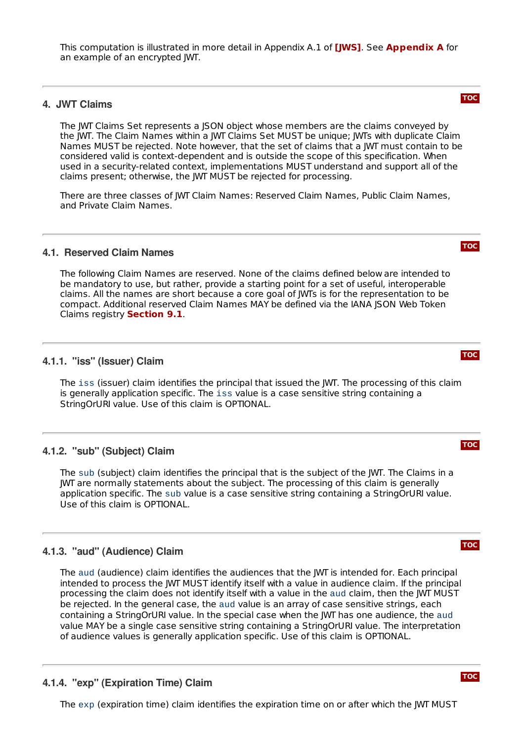This computation is illustrated in more detail in Appendix A.1 of **[JWS]**. See **Appendix A** for an example of an encrypted JWT.

## 4. JWT Claims

The JWT Claims Set represents a JSON object whose members are the claims conveyed by the JWT. The Claim Names within a JWT Claims Set MUST be unique; JWTs with duplicate Claim Names MUST be rejected. Note however, that the set of claims that a JWT must contain to be considered valid is context-dependent and is outside the scope of this specification. When used in a security-related context, implementations MUST understand and support all of the claims present; otherwise, the JWT MUST be rejected for processing.

There are three classes of JWT Claim Names: Reserved Claim Names, Public Claim Names, and Private Claim Names.

### 4.1. Reserved Claim Names

The following Claim Names are reserved. None of the claims defined below are intended to be mandatory to use, but rather, provide a starting point for a set of useful, interoperable claims. All the names are short because a core goal of JWTs is for the representation to be compact. Additional reserved Claim Names MAY be defined via the IANA JSON Web Token Claims registry **Section 9.1**.

#### 4.1.1. "iss" (Issuer) Claim

The `iss` (issuer) claim identifies the principal that issued the JWT. The processing of this claim is generally application specific. The `iss` value is a case sensitive string containing a StringOrURI value. Use of this claim is OPTIONAL.

#### 4.1.2. "sub" (Subject) Claim

The `sub` (subject) claim identifies the principal that is the subject of the JWT. The Claims in a JWT are normally statements about the subject. The processing of this claim is generally application specific. The `sub` value is a case sensitive string containing a StringOrURI value. Use of this claim is OPTIONAL.

#### 4.1.3. "aud" (Audience) Claim

The `aud` (audience) claim identifies the audiences that the JWT is intended for. Each principal intended to process the JWT MUST identify itself with a value in audience claim. If the principal processing the claim does not identify itself with a value in the `aud` claim, then the JWT MUST be rejected. In the general case, the `aud` value is an array of case sensitive strings, each containing a StringOrURI value. In the special case when the JWT has one audience, the `aud` value MAY be a single case sensitive string containing a StringOrURI value. The interpretation of audience values is generally application specific. Use of this claim is OPTIONAL.

#### 4.1.4. "exp" (Expiration Time) Claim

The `exp` (expiration time) claim identifies the expiration time on or after which the JWT MUST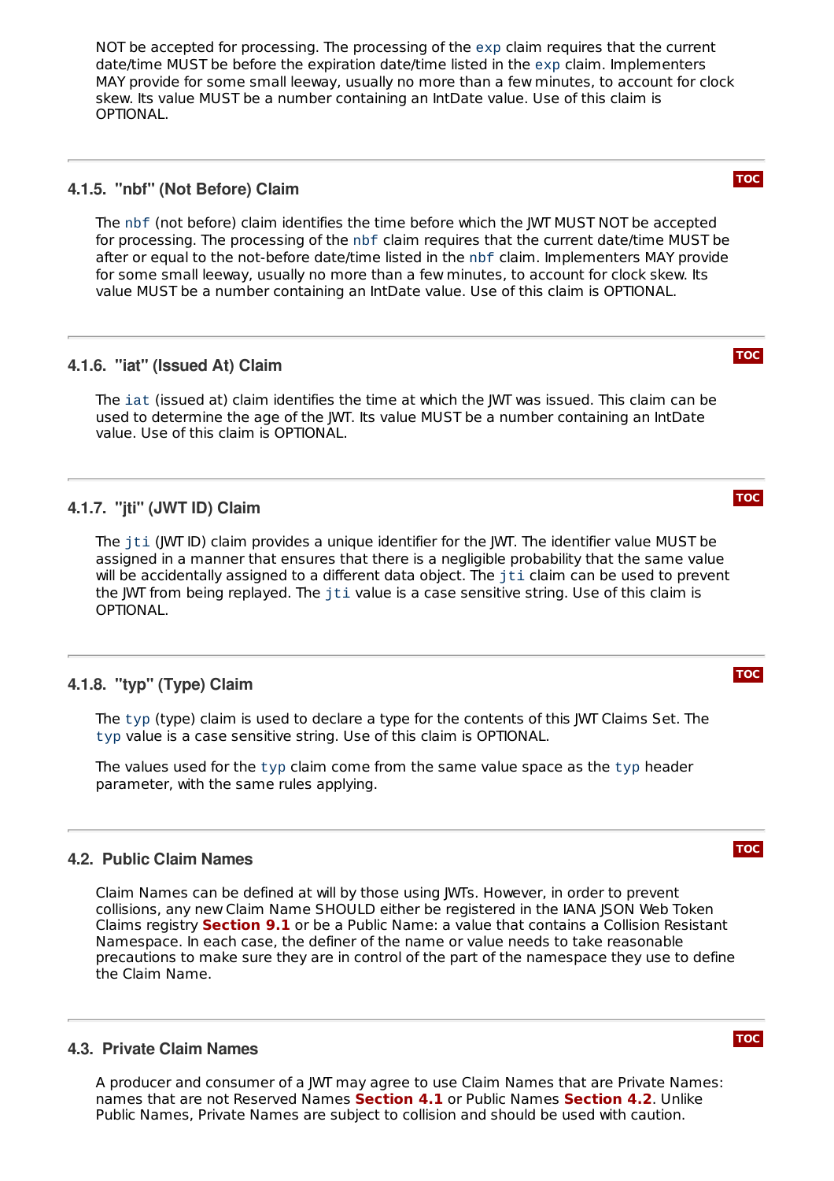NOT be accepted for processing. The processing of the `exp` claim requires that the current date/time MUST be before the expiration date/time listed in the `exp` claim. Implementers MAY provide for some small leeway, usually no more than a few minutes, to account for clock skew. Its value MUST be a number containing an IntDate value. Use of this claim is OPTIONAL.

### 4.1.5. "nbf" (Not Before) Claim

The `nbf` (not before) claim identifies the time before which the JWT MUST NOT be accepted for processing. The processing of the `nbf` claim requires that the current date/time MUST be after or equal to the not-before date/time listed in the `nbf` claim. Implementers MAY provide for some small leeway, usually no more than a few minutes, to account for clock skew. Its value MUST be a number containing an IntDate value. Use of this claim is OPTIONAL.

### 4.1.6. "iat" (Issued At) Claim

The `iat` (issued at) claim identifies the time at which the JWT was issued. This claim can be used to determine the age of the JWT. Its value MUST be a number containing an IntDate value. Use of this claim is OPTIONAL.

### 4.1.7. "jti" (JWT ID) Claim

The `jti` (JWT ID) claim provides a unique identifier for the JWT. The identifier value MUST be assigned in a manner that ensures that there is a negligible probability that the same value will be accidentally assigned to a different data object. The `jti` claim can be used to prevent the JWT from being replayed. The `jti` value is a case sensitive string. Use of this claim is OPTIONAL.

### 4.1.8. "typ" (Type) Claim

The `typ` (type) claim is used to declare a type for the contents of this JWT Claims Set. The `typ` value is a case sensitive string. Use of this claim is OPTIONAL.

The values used for the `typ` claim come from the same value space as the `typ` header parameter, with the same rules applying.

## 4.2. Public Claim Names

Claim Names can be defined at will by those using JWTs. However, in order to prevent collisions, any new Claim Name SHOULD either be registered in the IANA JSON Web Token Claims registry **Section 9.1** or be a Public Name: a value that contains a Collision Resistant Namespace. In each case, the definer of the name or value needs to take reasonable precautions to make sure they are in control of the part of the namespace they use to define the Claim Name.

## 4.3. Private Claim Names

A producer and consumer of a JWT may agree to use Claim Names that are Private Names: names that are not Reserved Names **Section 4.1** or Public Names **Section 4.2**. Unlike Public Names, Private Names are subject to collision and should be used with caution.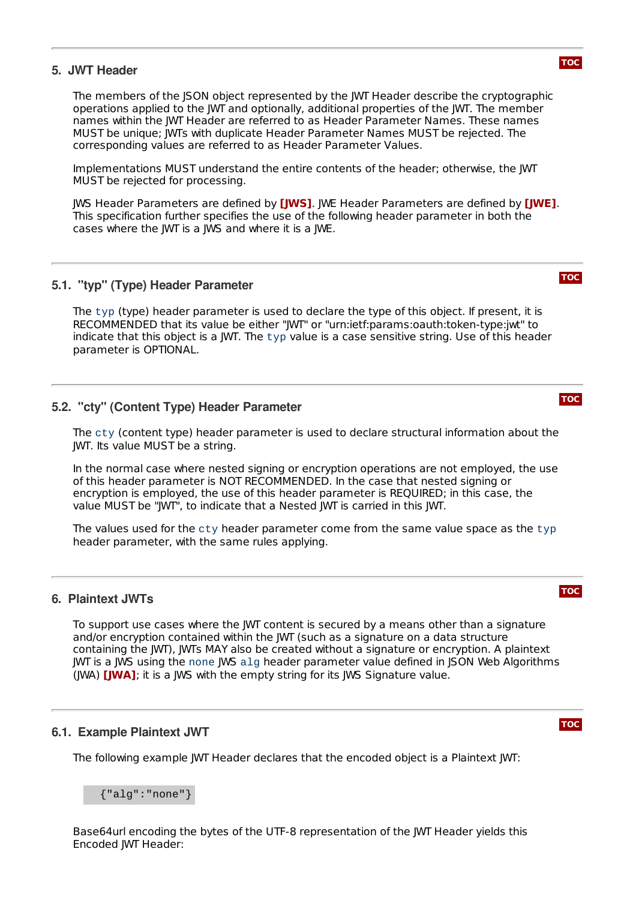## 5. JWT Header

The members of the JSON object represented by the JWT Header describe the cryptographic operations applied to the JWT and optionally, additional properties of the JWT. The member names within the JWT Header are referred to as Header Parameter Names. These names MUST be unique; JWTs with duplicate Header Parameter Names MUST be rejected. The corresponding values are referred to as Header Parameter Values.

Implementations MUST understand the entire contents of the header; otherwise, the JWT MUST be rejected for processing.

JWS Header Parameters are defined by **[JWS]**. JWE Header Parameters are defined by **[JWE]**. This specification further specifies the use of the following header parameter in both the cases where the JWT is a JWS and where it is a JWE.

### 5.1. "typ" (Type) Header Parameter

The `typ` (type) header parameter is used to declare the type of this object. If present, it is RECOMMENDED that its value be either "JWT" or "urn:ietf:params:oauth:token-type:jwt" to indicate that this object is a JWT. The `typ` value is a case sensitive string. Use of this header parameter is OPTIONAL.

### 5.2. "cty" (Content Type) Header Parameter

The `cty` (content type) header parameter is used to declare structural information about the JWT. Its value MUST be a string.

In the normal case where nested signing or encryption operations are not employed, the use of this header parameter is NOT RECOMMENDED. In the case that nested signing or encryption is employed, the use of this header parameter is REQUIRED; in this case, the value MUST be "JWT", to indicate that a Nested JWT is carried in this JWT.

The values used for the `cty` header parameter come from the same value space as the `typ` header parameter, with the same rules applying.

## 6. Plaintext JWTs

To support use cases where the JWT content is secured by a means other than a signature and/or encryption contained within the JWT (such as a signature on a data structure containing the JWT), JWTs MAY also be created without a signature or encryption. A plaintext JWT is a JWS using the `none` JWS `alg` header parameter value defined in JSON Web Algorithms (JWA) **[JWA]**; it is a JWS with the empty string for its JWS Signature value.

### 6.1. Example Plaintext JWT

The following example JWT Header declares that the encoded object is a Plaintext JWT:

```
{"alg":"none"}
```

Base64url encoding the bytes of the UTF-8 representation of the JWT Header yields this Encoded JWT Header: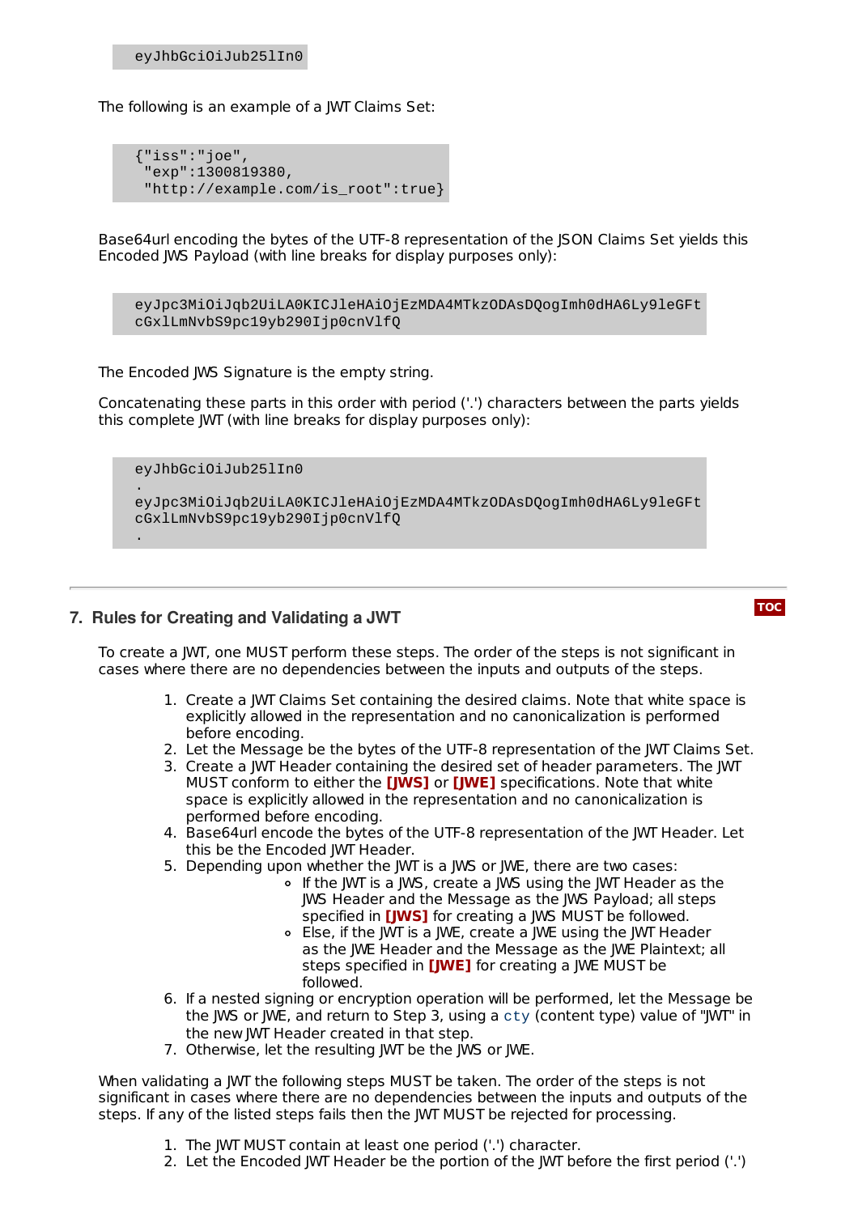```
eyJhbGciOiJub25lIn0
```

The following is an example of a JWT Claims Set:

```
{"iss":"joe",
 "exp":1300819380,
 "http://example.com/is_root":true}
```

Base64url encoding the bytes of the UTF-8 representation of the JSON Claims Set yields this Encoded JWS Payload (with line breaks for display purposes only):

```
eyJpc3MiOiJqb2UiLA0KICJleHAiOjEzMDA4MTkzODAsDQogImh0dHA6Ly9leGFt
cGxlLmNvbS9pc19yb290Ijp0cnVlfQ
```

The Encoded JWS Signature is the empty string.

Concatenating these parts in this order with period ('.') characters between the parts yields this complete JWT (with line breaks for display purposes only):

```
eyJhbGciOiJub25lIn0
.
eyJpc3MiOiJqb2UiLA0KICJleHAiOjEzMDA4MTkzODAsDQogImh0dHA6Ly9leGFt
cGxlLmNvbS9pc19yb290Ijp0cnVlfQ
.
```

## 7. Rules for Creating and Validating a JWT

To create a JWT, one MUST perform these steps. The order of the steps is not significant in cases where there are no dependencies between the inputs and outputs of the steps.

1. Create a JWT Claims Set containing the desired claims. Note that white space is explicitly allowed in the representation and no canonicalization is performed before encoding.
2. Let the Message be the bytes of the UTF-8 representation of the JWT Claims Set.
3. Create a JWT Header containing the desired set of header parameters. The JWT MUST conform to either the **[JWS]** or **[JWE]** specifications. Note that white space is explicitly allowed in the representation and no canonicalization is performed before encoding.
4. Base64url encode the bytes of the UTF-8 representation of the JWT Header. Let this be the Encoded JWT Header.
5. Depending upon whether the JWT is a JWS or JWE, there are two cases:
   - If the JWT is a JWS, create a JWS using the JWT Header as the JWS Header and the Message as the JWS Payload; all steps specified in **[JWS]** for creating a JWS MUST be followed.
   - Else, if the JWT is a JWE, create a JWE using the JWT Header as the JWE Header and the Message as the JWE Plaintext; all steps specified in **[JWE]** for creating a JWE MUST be followed.
6. If a nested signing or encryption operation will be performed, let the Message be the JWS or JWE, and return to Step 3, using a `cty` (content type) value of "JWT" in the new JWT Header created in that step.
7. Otherwise, let the resulting JWT be the JWS or JWE.

When validating a JWT the following steps MUST be taken. The order of the steps is not significant in cases where there are no dependencies between the inputs and outputs of the steps. If any of the listed steps fails then the JWT MUST be rejected for processing.

1. The JWT MUST contain at least one period ('.') character.
2. Let the Encoded JWT Header be the portion of the JWT before the first period ('.')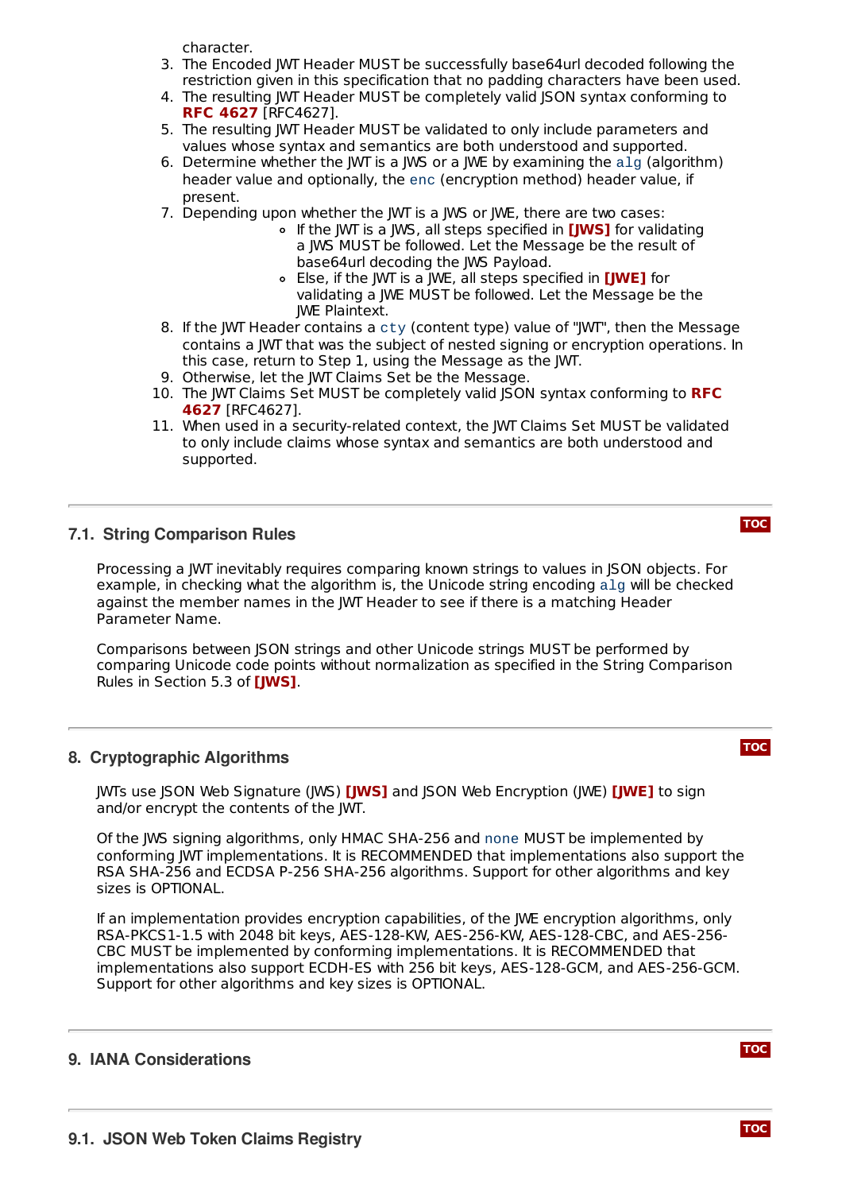character.

3. The Encoded JWT Header MUST be successfully base64url decoded following the restriction given in this specification that no padding characters have been used.
4. The resulting JWT Header MUST be completely valid JSON syntax conforming to **RFC 4627** [RFC4627].
5. The resulting JWT Header MUST be validated to only include parameters and values whose syntax and semantics are both understood and supported.
6. Determine whether the JWT is a JWS or a JWE by examining the `alg` (algorithm) header value and optionally, the `enc` (encryption method) header value, if present.
7. Depending upon whether the JWT is a JWS or JWE, there are two cases:
   - If the JWT is a JWS, all steps specified in **[JWS]** for validating a JWS MUST be followed. Let the Message be the result of base64url decoding the JWS Payload.
   - Else, if the JWT is a JWE, all steps specified in **[JWE]** for validating a JWE MUST be followed. Let the Message be the JWE Plaintext.
8. If the JWT Header contains a `cty` (content type) value of "JWT", then the Message contains a JWT that was the subject of nested signing or encryption operations. In this case, return to Step 1, using the Message as the JWT.
9. Otherwise, let the JWT Claims Set be the Message.
10. The JWT Claims Set MUST be completely valid JSON syntax conforming to **RFC 4627** [RFC4627].
11. When used in a security-related context, the JWT Claims Set MUST be validated to only include claims whose syntax and semantics are both understood and supported.

### 7.1. String Comparison Rules

Processing a JWT inevitably requires comparing known strings to values in JSON objects. For example, in checking what the algorithm is, the Unicode string encoding `alg` will be checked against the member names in the JWT Header to see if there is a matching Header Parameter Name.

Comparisons between JSON strings and other Unicode strings MUST be performed by comparing Unicode code points without normalization as specified in the String Comparison Rules in Section 5.3 of **[JWS]**.

## 8. Cryptographic Algorithms

JWTs use JSON Web Signature (JWS) **[JWS]** and JSON Web Encryption (JWE) **[JWE]** to sign and/or encrypt the contents of the JWT.

Of the JWS signing algorithms, only HMAC SHA-256 and `none` MUST be implemented by conforming JWT implementations. It is RECOMMENDED that implementations also support the RSA SHA-256 and ECDSA P-256 SHA-256 algorithms. Support for other algorithms and key sizes is OPTIONAL.

If an implementation provides encryption capabilities, of the JWE encryption algorithms, only RSA-PKCS1-1.5 with 2048 bit keys, AES-128-KW, AES-256-KW, AES-128-CBC, and AES-256-CBC MUST be implemented by conforming implementations. It is RECOMMENDED that implementations also support ECDH-ES with 256 bit keys, AES-128-GCM, and AES-256-GCM. Support for other algorithms and key sizes is OPTIONAL.

## 9. IANA Considerations

### 9.1. JSON Web Token Claims Registry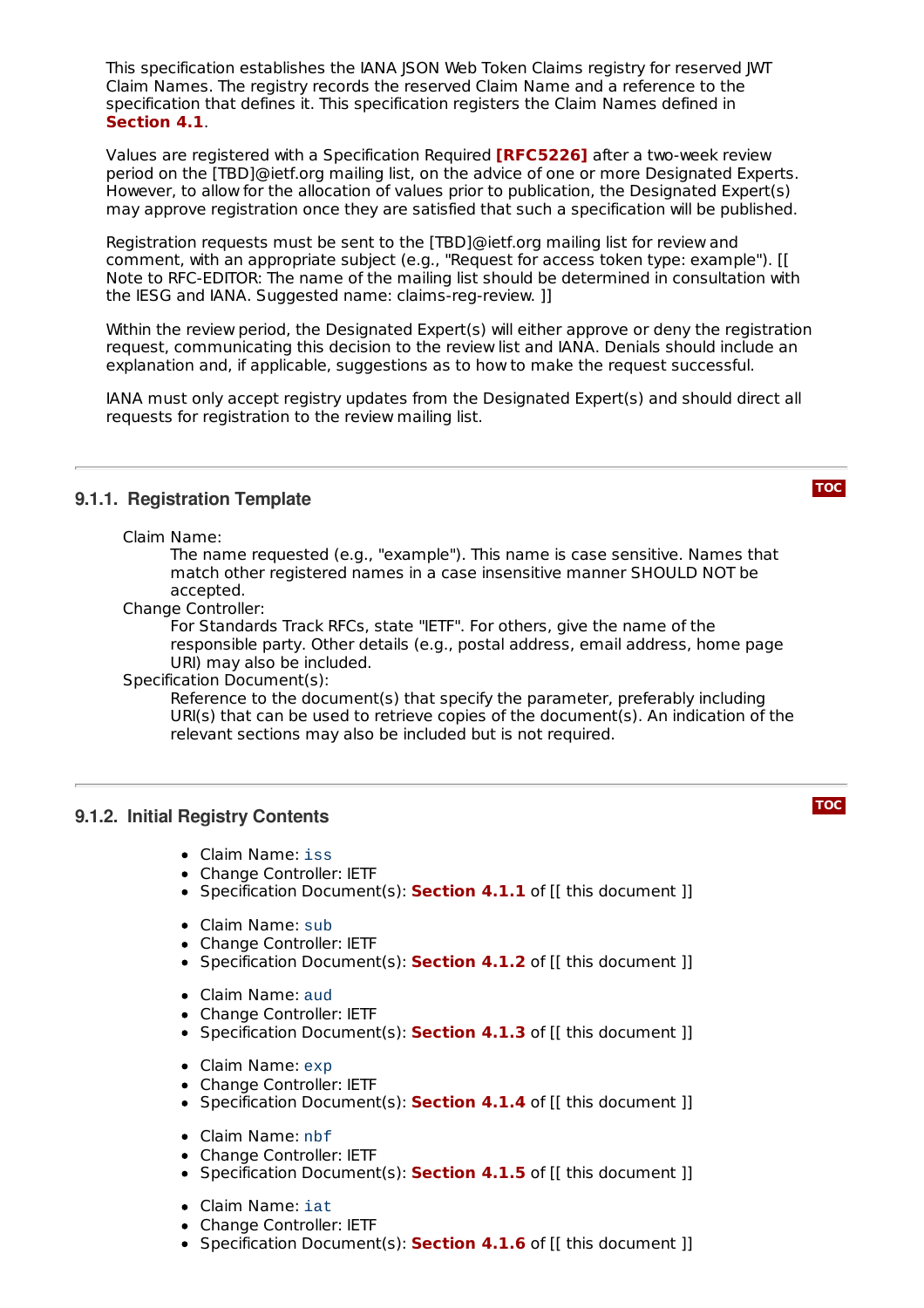This specification establishes the IANA JSON Web Token Claims registry for reserved JWT Claim Names. The registry records the reserved Claim Name and a reference to the specification that defines it. This specification registers the Claim Names defined in **Section 4.1**.

Values are registered with a Specification Required **[RFC5226]** after a two-week review period on the [TBD]@ietf.org mailing list, on the advice of one or more Designated Experts. However, to allow for the allocation of values prior to publication, the Designated Expert(s) may approve registration once they are satisfied that such a specification will be published.

Registration requests must be sent to the [TBD]@ietf.org mailing list for review and comment, with an appropriate subject (e.g., "Request for access token type: example"). [[ Note to RFC-EDITOR: The name of the mailing list should be determined in consultation with the IESG and IANA. Suggested name: claims-reg-review. ]]

Within the review period, the Designated Expert(s) will either approve or deny the registration request, communicating this decision to the review list and IANA. Denials should include an explanation and, if applicable, suggestions as to how to make the request successful.

IANA must only accept registry updates from the Designated Expert(s) and should direct all requests for registration to the review mailing list.

### 9.1.1. Registration Template

Claim Name:
: The name requested (e.g., "example"). This name is case sensitive. Names that match other registered names in a case insensitive manner SHOULD NOT be accepted.

Change Controller:
: For Standards Track RFCs, state "IETF". For others, give the name of the responsible party. Other details (e.g., postal address, email address, home page URI) may also be included.

Specification Document(s):
: Reference to the document(s) that specify the parameter, preferably including URI(s) that can be used to retrieve copies of the document(s). An indication of the relevant sections may also be included but is not required.

### 9.1.2. Initial Registry Contents

- Claim Name: `iss`
- Change Controller: IETF
- Specification Document(s): **Section 4.1.1** of [[ this document ]]

- Claim Name: `sub`
- Change Controller: IETF
- Specification Document(s): **Section 4.1.2** of [[ this document ]]

- Claim Name: `aud`
- Change Controller: IETF
- Specification Document(s): **Section 4.1.3** of [[ this document ]]

- Claim Name: `exp`
- Change Controller: IETF
- Specification Document(s): **Section 4.1.4** of [[ this document ]]

- Claim Name: `nbf`
- Change Controller: IETF
- Specification Document(s): **Section 4.1.5** of [[ this document ]]

- Claim Name: `iat`
- Change Controller: IETF
- Specification Document(s): **Section 4.1.6** of [[ this document ]]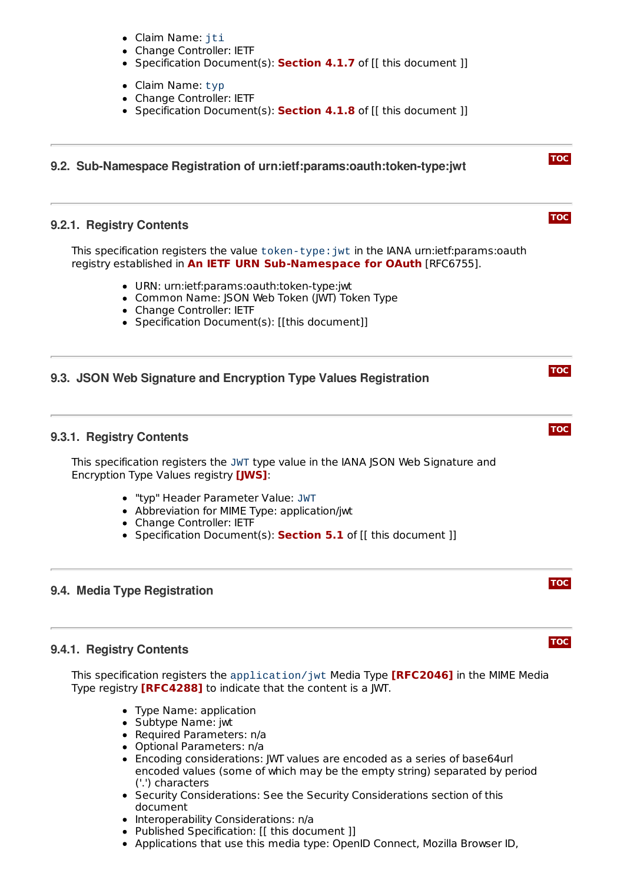- Claim Name: `jti`
- Change Controller: IETF
- Specification Document(s): **Section 4.1.7** of [[ this document ]]

- Claim Name: `typ`
- Change Controller: IETF
- Specification Document(s): **Section 4.1.8** of [[ this document ]]

## 9.2. Sub-Namespace Registration of urn:ietf:params:oauth:token-type:jwt

### 9.2.1. Registry Contents

This specification registers the value `token-type:jwt` in the IANA urn:ietf:params:oauth registry established in **An IETF URN Sub-Namespace for OAuth** [RFC6755].

- URN: urn:ietf:params:oauth:token-type:jwt
- Common Name: JSON Web Token (JWT) Token Type
- Change Controller: IETF
- Specification Document(s): [[this document]]

## 9.3. JSON Web Signature and Encryption Type Values Registration

### 9.3.1. Registry Contents

This specification registers the `JWT` type value in the IANA JSON Web Signature and Encryption Type Values registry **[JWS]**:

- "typ" Header Parameter Value: `JWT`
- Abbreviation for MIME Type: application/jwt
- Change Controller: IETF
- Specification Document(s): **Section 5.1** of [[ this document ]]

## 9.4. Media Type Registration

### 9.4.1. Registry Contents

This specification registers the `application/jwt` Media Type **[RFC2046]** in the MIME Media Type registry **[RFC4288]** to indicate that the content is a JWT.

- Type Name: application
- Subtype Name: jwt
- Required Parameters: n/a
- Optional Parameters: n/a
- Encoding considerations: JWT values are encoded as a series of base64url encoded values (some of which may be the empty string) separated by period ('.') characters
- Security Considerations: See the Security Considerations section of this document
- Interoperability Considerations: n/a
- Published Specification: [[ this document ]]
- Applications that use this media type: OpenID Connect, Mozilla Browser ID,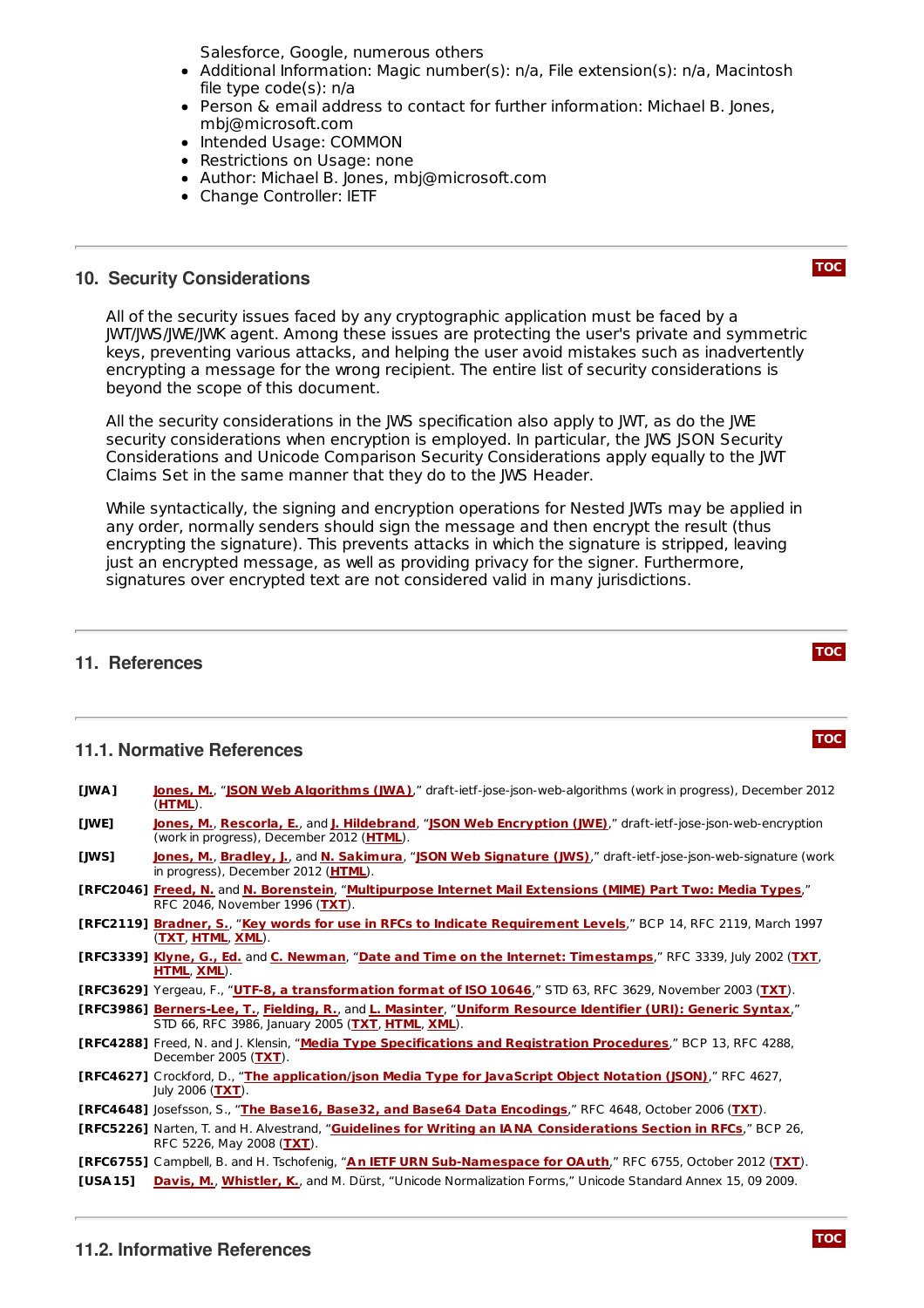Salesforce, Google, numerous others

- Additional Information: Magic number(s): n/a, File extension(s): n/a, Macintosh file type code(s): n/a
- Person & email address to contact for further information: Michael B. Jones, mbj@microsoft.com
- Intended Usage: COMMON
- Restrictions on Usage: none
- Author: Michael B. Jones, mbj@microsoft.com
- Change Controller: IETF

## 10. Security Considerations

All of the security issues faced by any cryptographic application must be faced by a JWT/JWS/JWE/JWK agent. Among these issues are protecting the user's private and symmetric keys, preventing various attacks, and helping the user avoid mistakes such as inadvertently encrypting a message for the wrong recipient. The entire list of security considerations is beyond the scope of this document.

All the security considerations in the JWS specification also apply to JWT, as do the JWE security considerations when encryption is employed. In particular, the JWS JSON Security Considerations and Unicode Comparison Security Considerations apply equally to the JWT Claims Set in the same manner that they do to the JWS Header.

While syntactically, the signing and encryption operations for Nested JWTs may be applied in any order, normally senders should sign the message and then encrypt the result (thus encrypting the signature). This prevents attacks in which the signature is stripped, leaving just an encrypted message, as well as providing privacy for the signer. Furthermore, signatures over encrypted text are not considered valid in many jurisdictions.

## 11. References

### 11.1. Normative References

**[JWA]** Jones, M., "JSON Web Algorithms (JWA)," draft-ietf-jose-json-web-algorithms (work in progress), December 2012 (HTML).

**[JWE]** Jones, M., Rescorla, E., and J. Hildebrand, "JSON Web Encryption (JWE)," draft-ietf-jose-json-web-encryption (work in progress), December 2012 (HTML).

**[JWS]** Jones, M., Bradley, J., and N. Sakimura, "JSON Web Signature (JWS)," draft-ietf-jose-json-web-signature (work in progress), December 2012 (HTML).

**[RFC2046]** Freed, N. and N. Borenstein, "Multipurpose Internet Mail Extensions (MIME) Part Two: Media Types," RFC 2046, November 1996 (TXT).

**[RFC2119]** Bradner, S., "Key words for use in RFCs to Indicate Requirement Levels," BCP 14, RFC 2119, March 1997 (TXT, HTML, XML).

**[RFC3339]** Klyne, G., Ed. and C. Newman, "Date and Time on the Internet: Timestamps," RFC 3339, July 2002 (TXT, HTML, XML).

**[RFC3629]** Yergeau, F., "UTF-8, a transformation format of ISO 10646," STD 63, RFC 3629, November 2003 (TXT).

**[RFC3986]** Berners-Lee, T., Fielding, R., and L. Masinter, "Uniform Resource Identifier (URI): Generic Syntax," STD 66, RFC 3986, January 2005 (TXT, HTML, XML).

**[RFC4288]** Freed, N. and J. Klensin, "Media Type Specifications and Registration Procedures," BCP 13, RFC 4288, December 2005 (TXT).

**[RFC4627]** Crockford, D., "The application/json Media Type for JavaScript Object Notation (JSON)," RFC 4627, July 2006 (TXT).

**[RFC4648]** Josefsson, S., "The Base16, Base32, and Base64 Data Encodings," RFC 4648, October 2006 (TXT).

**[RFC5226]** Narten, T. and H. Alvestrand, "Guidelines for Writing an IANA Considerations Section in RFCs," BCP 26, RFC 5226, May 2008 (TXT).

**[RFC6755]** Campbell, B. and H. Tschofenig, "An IETF URN Sub-Namespace for OAuth," RFC 6755, October 2012 (TXT).

**[USA15]** Davis, M., Whistler, K., and M. Dürst, "Unicode Normalization Forms," Unicode Standard Annex 15, 09 2009.

### 11.2. Informative References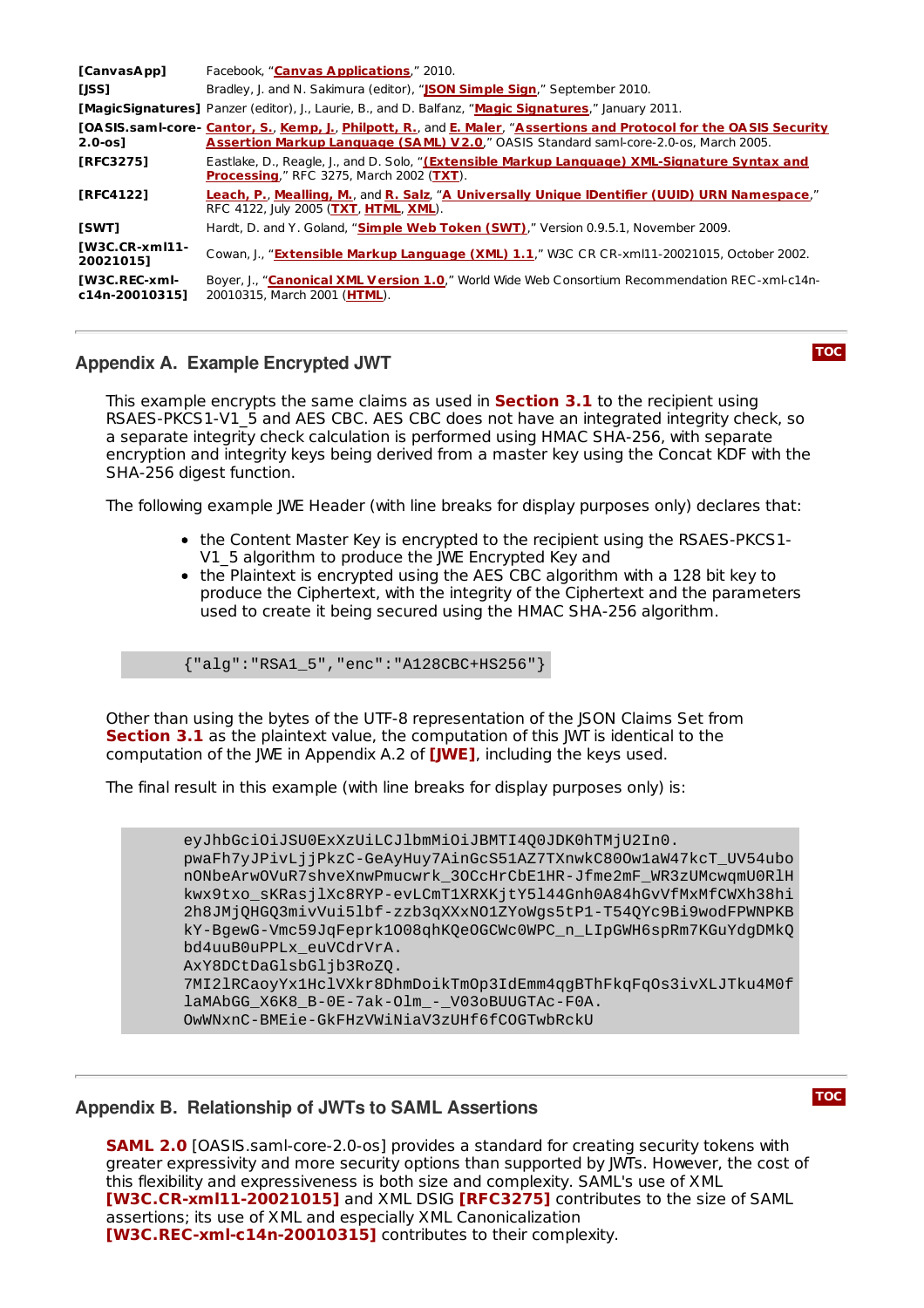| | |
|---|---|
| **[CanvasApp]** | Facebook, "Canvas Applications," 2010. |
| **[JSS]** | Bradley, J. and N. Sakimura (editor), "JSON Simple Sign," September 2010. |
| **[MagicSignatures]** | Panzer (editor), J., Laurie, B., and D. Balfanz, "Magic Signatures," January 2011. |
| **[OASIS.saml-core-2.0-os]** | Cantor, S., Kemp, J., Philpott, R., and E. Maler, "Assertions and Protocol for the OASIS Security Assertion Markup Language (SAML) V2.0," OASIS Standard saml-core-2.0-os, March 2005. |
| **[RFC3275]** | Eastlake, D., Reagle, J., and D. Solo, "(Extensible Markup Language) XML-Signature Syntax and Processing," RFC 3275, March 2002 (TXT). |
| **[RFC4122]** | Leach, P., Mealling, M., and R. Salz, "A Universally Unique IDentifier (UUID) URN Namespace," RFC 4122, July 2005 (TXT, HTML, XML). |
| **[SWT]** | Hardt, D. and Y. Goland, "Simple Web Token (SWT)," Version 0.9.5.1, November 2009. |
| **[W3C.CR-xml11-20021015]** | Cowan, J., "Extensible Markup Language (XML) 1.1," W3C CR CR-xml11-20021015, October 2002. |
| **[W3C.REC-xml-c14n-20010315]** | Boyer, J., "Canonical XML Version 1.0," World Wide Web Consortium Recommendation REC-xml-c14n-20010315, March 2001 (HTML). |

## Appendix A. Example Encrypted JWT

This example encrypts the same claims as used in **Section 3.1** to the recipient using RSAES-PKCS1-V1_5 and AES CBC. AES CBC does not have an integrated integrity check, so a separate integrity check calculation is performed using HMAC SHA-256, with separate encryption and integrity keys being derived from a master key using the Concat KDF with the SHA-256 digest function.

The following example JWE Header (with line breaks for display purposes only) declares that:

- the Content Master Key is encrypted to the recipient using the RSAES-PKCS1-V1_5 algorithm to produce the JWE Encrypted Key and
- the Plaintext is encrypted using the AES CBC algorithm with a 128 bit key to produce the Ciphertext, with the integrity of the Ciphertext and the parameters used to create it being secured using the HMAC SHA-256 algorithm.

```
{"alg":"RSA1_5","enc":"A128CBC+HS256"}
```

Other than using the bytes of the UTF-8 representation of the JSON Claims Set from **Section 3.1** as the plaintext value, the computation of this JWT is identical to the computation of the JWE in Appendix A.2 of **[JWE]**, including the keys used.

The final result in this example (with line breaks for display purposes only) is:

```
eyJhbGciOiJSU0ExXzUiLCJlbmMiOiJBMTI4Q0JDK0hTMjU2In0.
pwaFh7yJPivLjjPkzC-GeAyHuy7AinGcS51AZ7TXnwkC80Ow1aW47kcT_UV54ubo
nONbeArwOVuR7shveXnwPmucwrk_3OCcHrCbE1HR-Jfme2mF_WR3zUMcwqmU0RlH
kwx9txo_sKRasjlXc8RYP-evLCmT1XRXKjtY5l44Gnh0A84hGvVfMxMfCWXh38hi
2h8JMjQHGQ3mivVui5lbf-zzb3qXXxNO1ZYoWgs5tP1-T54QYc9Bi9wodFPWNPKB
kY-BgewG-Vmc59JqFeprk1O08qhKQeOGCWc0WPC_n_LIpGWH6spRm7KGuYdgDMkQ
bd4uuB0uPPLx_euVCdrVrA.
AxY8DCtDaGlsbGljb3RoZQ.
7MI2lRCaoyYx1HclVXkr8DhmDoikTmOp3IdEmm4qgBThFkqFqOs3ivXLJTku4M0f
laMAbGG_X6K8_B-0E-7ak-Olm_-_V03oBUUGTAc-F0A.
OwWNxnC-BMEie-GkFHzVWiNiaV3zUHf6fCOGTwbRckU
```

## Appendix B. Relationship of JWTs to SAML Assertions

**SAML 2.0** [OASIS.saml-core-2.0-os] provides a standard for creating security tokens with greater expressivity and more security options than supported by JWTs. However, the cost of this flexibility and expressiveness is both size and complexity. SAML's use of XML **[W3C.CR-xml11-20021015]** and XML DSIG **[RFC3275]** contributes to the size of SAML assertions; its use of XML and especially XML Canonicalization **[W3C.REC-xml-c14n-20010315]** contributes to their complexity.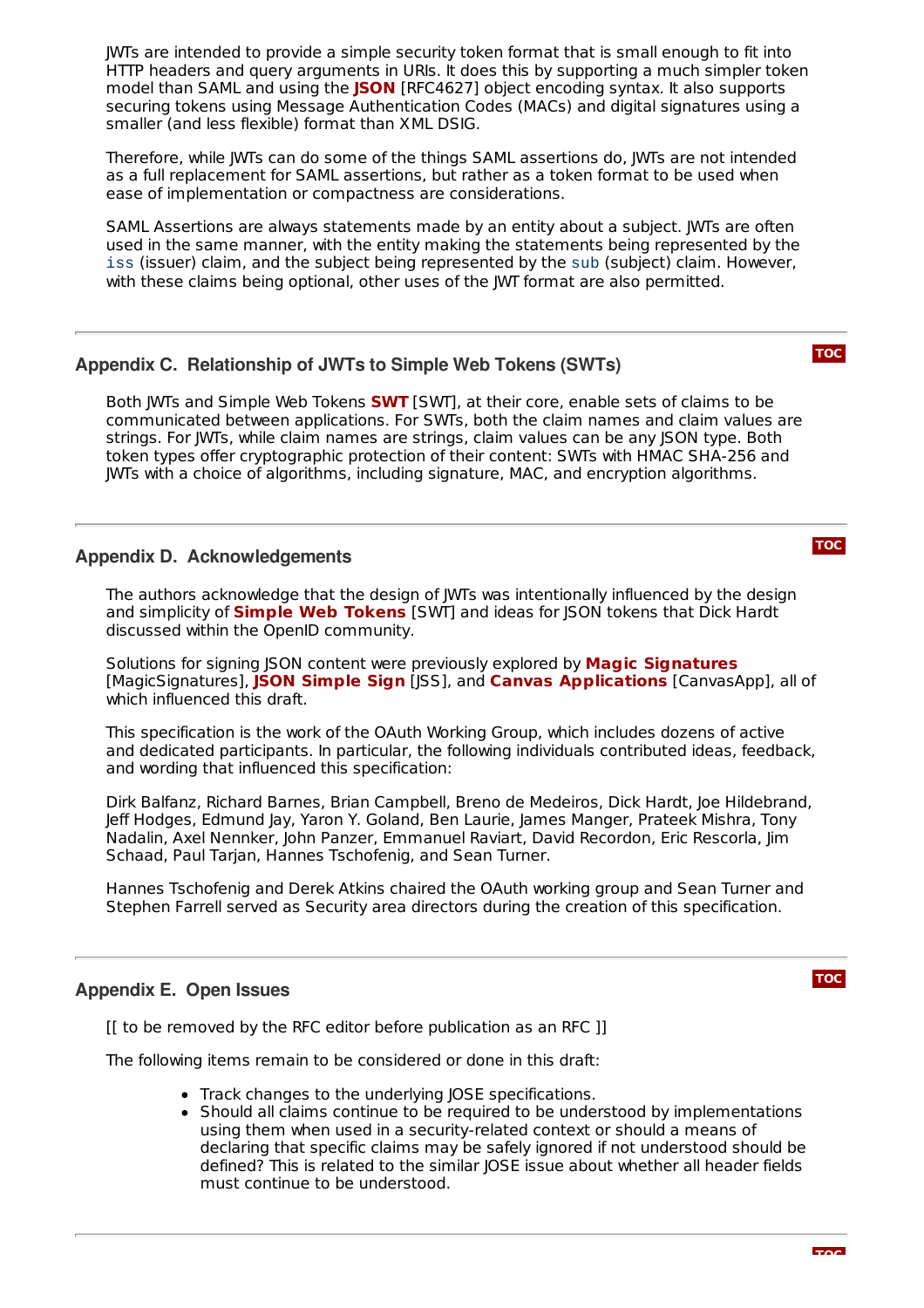JWTs are intended to provide a simple security token format that is small enough to fit into HTTP headers and query arguments in URIs. It does this by supporting a much simpler token model than SAML and using the **JSON** [RFC4627] object encoding syntax. It also supports securing tokens using Message Authentication Codes (MACs) and digital signatures using a smaller (and less flexible) format than XML DSIG.

Therefore, while JWTs can do some of the things SAML assertions do, JWTs are not intended as a full replacement for SAML assertions, but rather as a token format to be used when ease of implementation or compactness are considerations.

SAML Assertions are always statements made by an entity about a subject. JWTs are often used in the same manner, with the entity making the statements being represented by the `iss` (issuer) claim, and the subject being represented by the `sub` (subject) claim. However, with these claims being optional, other uses of the JWT format are also permitted.

## Appendix C.  Relationship of JWTs to Simple Web Tokens (SWTs)

Both JWTs and Simple Web Tokens **SWT** [SWT], at their core, enable sets of claims to be communicated between applications. For SWTs, both the claim names and claim values are strings. For JWTs, while claim names are strings, claim values can be any JSON type. Both token types offer cryptographic protection of their content: SWTs with HMAC SHA-256 and JWTs with a choice of algorithms, including signature, MAC, and encryption algorithms.

## Appendix D.  Acknowledgements

The authors acknowledge that the design of JWTs was intentionally influenced by the design and simplicity of **Simple Web Tokens** [SWT] and ideas for JSON tokens that Dick Hardt discussed within the OpenID community.

Solutions for signing JSON content were previously explored by **Magic Signatures** [MagicSignatures], **JSON Simple Sign** [JSS], and **Canvas Applications** [CanvasApp], all of which influenced this draft.

This specification is the work of the OAuth Working Group, which includes dozens of active and dedicated participants. In particular, the following individuals contributed ideas, feedback, and wording that influenced this specification:

Dirk Balfanz, Richard Barnes, Brian Campbell, Breno de Medeiros, Dick Hardt, Joe Hildebrand, Jeff Hodges, Edmund Jay, Yaron Y. Goland, Ben Laurie, James Manger, Prateek Mishra, Tony Nadalin, Axel Nennker, John Panzer, Emmanuel Raviart, David Recordon, Eric Rescorla, Jim Schaad, Paul Tarjan, Hannes Tschofenig, and Sean Turner.

Hannes Tschofenig and Derek Atkins chaired the OAuth working group and Sean Turner and Stephen Farrell served as Security area directors during the creation of this specification.

## Appendix E.  Open Issues

[[ to be removed by the RFC editor before publication as an RFC ]]

The following items remain to be considered or done in this draft:

- Track changes to the underlying JOSE specifications.
- Should all claims continue to be required to be understood by implementations using them when used in a security-related context or should a means of declaring that specific claims may be safely ignored if not understood should be defined? This is related to the similar JOSE issue about whether all header fields must continue to be understood.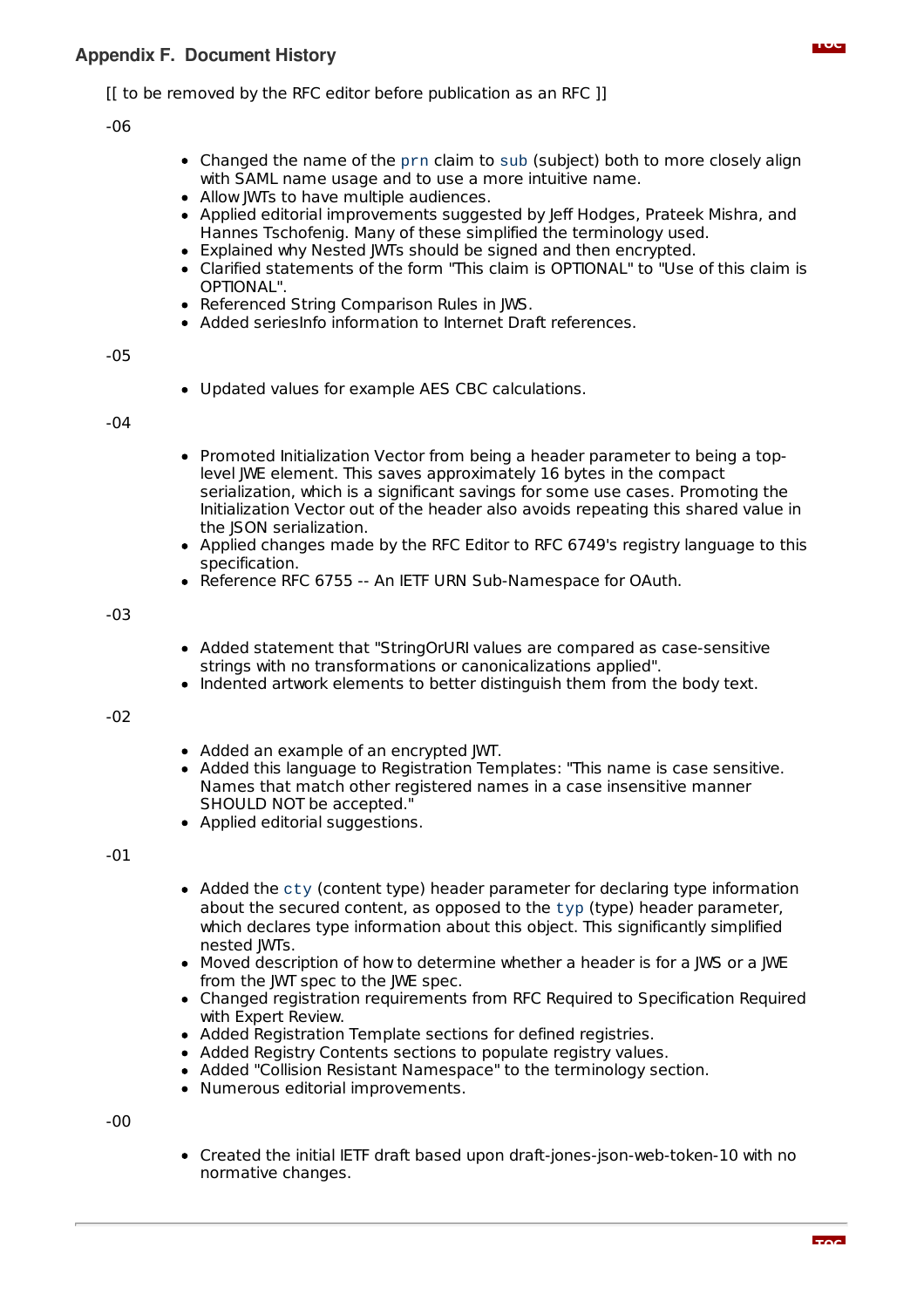## Appendix F. Document History

[[ to be removed by the RFC editor before publication as an RFC ]]

-06

- Changed the name of the `prn` claim to `sub` (subject) both to more closely align with SAML name usage and to use a more intuitive name.
- Allow JWTs to have multiple audiences.
- Applied editorial improvements suggested by Jeff Hodges, Prateek Mishra, and Hannes Tschofenig. Many of these simplified the terminology used.
- Explained why Nested JWTs should be signed and then encrypted.
- Clarified statements of the form "This claim is OPTIONAL" to "Use of this claim is OPTIONAL".
- Referenced String Comparison Rules in JWS.
- Added seriesInfo information to Internet Draft references.

-05

- Updated values for example AES CBC calculations.

-04

- Promoted Initialization Vector from being a header parameter to being a top-level JWE element. This saves approximately 16 bytes in the compact serialization, which is a significant savings for some use cases. Promoting the Initialization Vector out of the header also avoids repeating this shared value in the JSON serialization.
- Applied changes made by the RFC Editor to RFC 6749's registry language to this specification.
- Reference RFC 6755 -- An IETF URN Sub-Namespace for OAuth.

-03

- Added statement that "StringOrURI values are compared as case-sensitive strings with no transformations or canonicalizations applied".
- Indented artwork elements to better distinguish them from the body text.

-02

- Added an example of an encrypted JWT.
- Added this language to Registration Templates: "This name is case sensitive. Names that match other registered names in a case insensitive manner SHOULD NOT be accepted."
- Applied editorial suggestions.

-01

- Added the `cty` (content type) header parameter for declaring type information about the secured content, as opposed to the `typ` (type) header parameter, which declares type information about this object. This significantly simplified nested JWTs.
- Moved description of how to determine whether a header is for a JWS or a JWE from the JWT spec to the JWE spec.
- Changed registration requirements from RFC Required to Specification Required with Expert Review.
- Added Registration Template sections for defined registries.
- Added Registry Contents sections to populate registry values.
- Added "Collision Resistant Namespace" to the terminology section.
- Numerous editorial improvements.

-00

- Created the initial IETF draft based upon draft-jones-json-web-token-10 with no normative changes.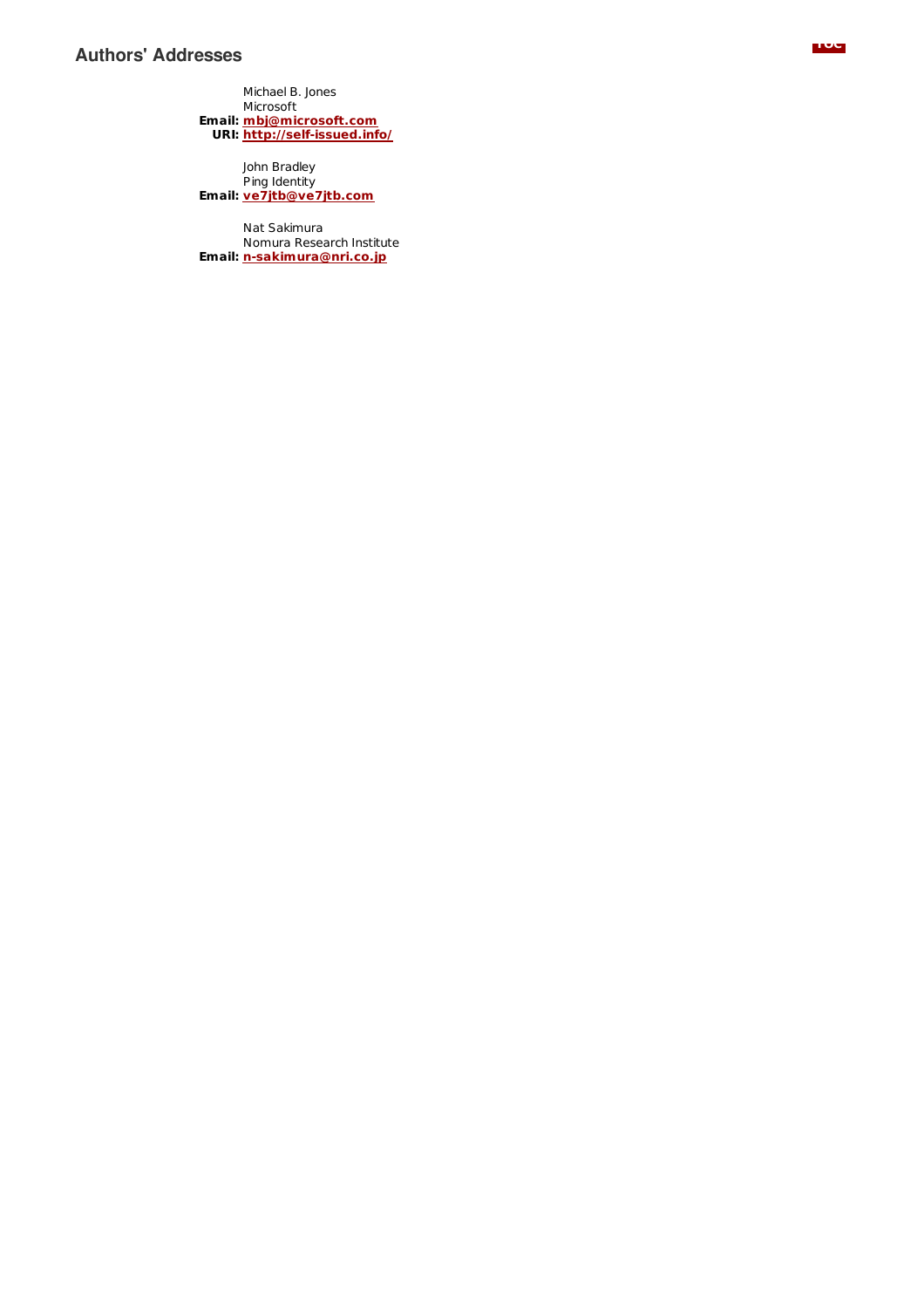## Authors' Addresses

Michael B. Jones
Microsoft
**Email:** mbj@microsoft.com
**URI:** http://self-issued.info/

John Bradley
Ping Identity
**Email:** ve7jtb@ve7jtb.com

Nat Sakimura
Nomura Research Institute
**Email:** n-sakimura@nri.co.jp